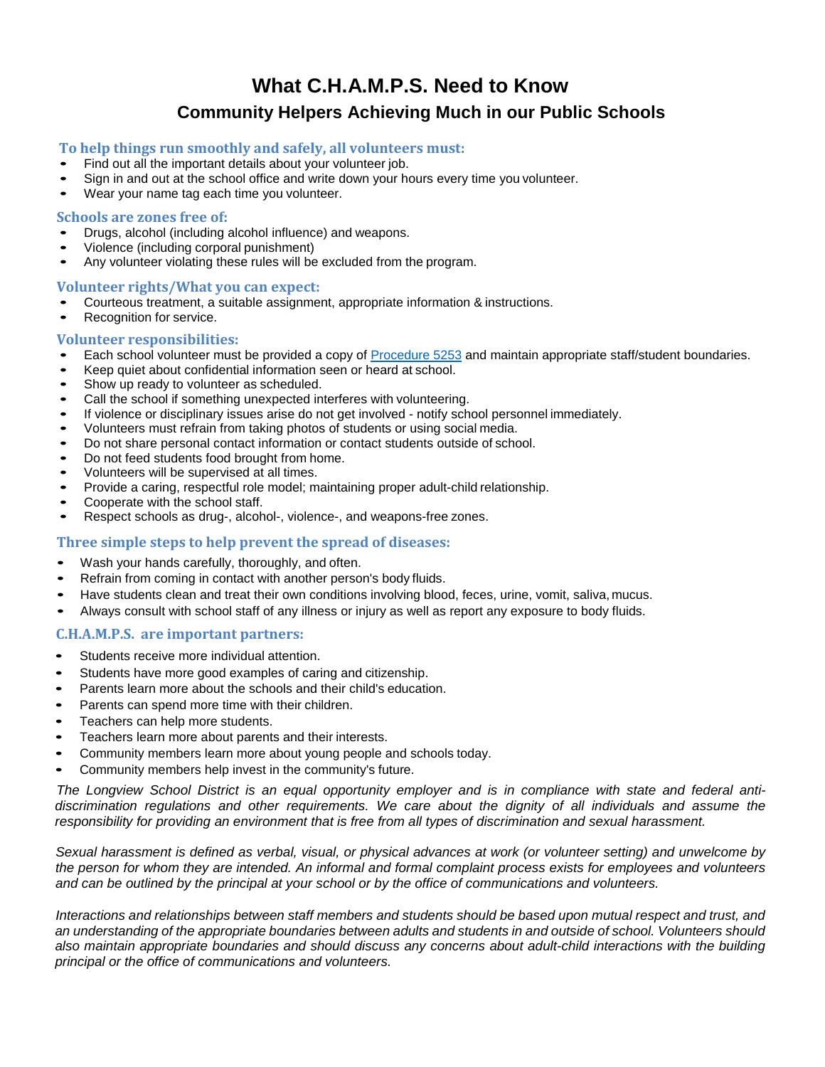# What C.H.A.M.P.S. Need to Know

## Community Helpers Achieving Much in our Public Schools

### To help things run smoothly and safely, all volunteers must:

- Find out all the important details about your volunteer job.
- Sign in and out at the school office and write down your hours every time you volunteer.
- Wear your name tag each time you volunteer.

### Schools are zones free of:

- Drugs, alcohol (including alcohol influence) and weapons.
- Violence (including corporal punishment)
- Any volunteer violating these rules will be excluded from the program.

### Volunteer rights/What you can expect:

- Courteous treatment, a suitable assignment, appropriate information & instructions.
- Recognition for service.

### Volunteer responsibilities:

- Each school volunteer must be provided a copy of [Procedure 5253](Procedure 5253) and maintain appropriate staff/student boundaries.
- Keep quiet about confidential information seen or heard at school.
- Show up ready to volunteer as scheduled.
- Call the school if something unexpected interferes with volunteering.
- If violence or disciplinary issues arise do not get involved - notify school personnel immediately.
- Volunteers must refrain from taking photos of students or using social media.
- Do not share personal contact information or contact students outside of school.
- Do not feed students food brought from home.
- Volunteers will be supervised at all times.
- Provide a caring, respectful role model; maintaining proper adult-child relationship.
- Cooperate with the school staff.
- Respect schools as drug-, alcohol-, violence-, and weapons-free zones.

### Three simple steps to help prevent the spread of diseases:

- Wash your hands carefully, thoroughly, and often.
- Refrain from coming in contact with another person's body fluids.
- Have students clean and treat their own conditions involving blood, feces, urine, vomit, saliva, mucus.
- Always consult with school staff of any illness or injury as well as report any exposure to body fluids.

### C.H.A.M.P.S. are important partners:

- Students receive more individual attention.
- Students have more good examples of caring and citizenship.
- Parents learn more about the schools and their child's education.
- Parents can spend more time with their children.
- Teachers can help more students.
- Teachers learn more about parents and their interests.
- Community members learn more about young people and schools today.
- Community members help invest in the community's future.

*The Longview School District is an equal opportunity employer and is in compliance with state and federal anti-discrimination regulations and other requirements. We care about the dignity of all individuals and assume the responsibility for providing an environment that is free from all types of discrimination and sexual harassment.*

*Sexual harassment is defined as verbal, visual, or physical advances at work (or volunteer setting) and unwelcome by the person for whom they are intended. An informal and formal complaint process exists for employees and volunteers and can be outlined by the principal at your school or by the office of communications and volunteers.*

*Interactions and relationships between staff members and students should be based upon mutual respect and trust, and an understanding of the appropriate boundaries between adults and students in and outside of school. Volunteers should also maintain appropriate boundaries and should discuss any concerns about adult-child interactions with the building principal or the office of communications and volunteers.*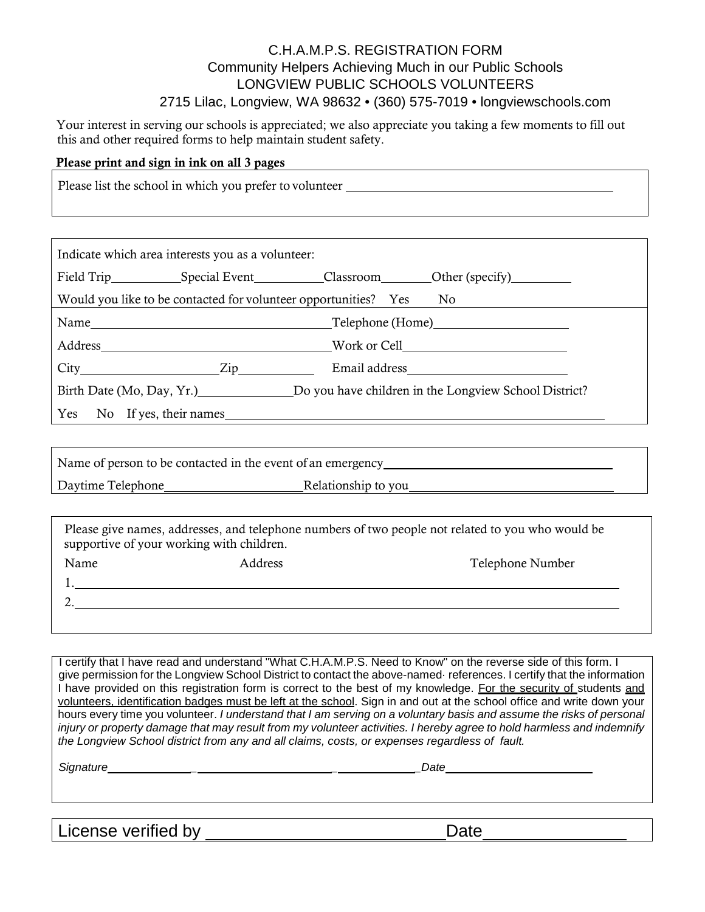# C.H.A.M.P.S. REGISTRATION FORM

Community Helpers Achieving Much in our Public Schools

LONGVIEW PUBLIC SCHOOLS VOLUNTEERS

2715 Lilac, Longview, WA 98632 • (360) 575-7019 • longviewschools.com

Your interest in serving our schools is appreciated; we also appreciate you taking a few moments to fill out this and other required forms to help maintain student safety.

**Please print and sign in ink on all 3 pages**

Please list the school in which you prefer to volunteer ______________________________

---

Indicate which area interests you as a volunteer:

Field Trip__________ Special Event__________ Classroom________ Other (specify)________

Would you like to be contacted for volunteer opportunities? Yes No

Name______________________________ Telephone (Home)__________________

Address______________________________ Work or Cell______________________

City__________________ Zip__________ Email address______________________

Birth Date (Mo, Day, Yr.)____________ Do you have children in the Longview School District?

Yes No If yes, their names__________________________________________________

---

Name of person to be contacted in the event of an emergency______________________________

Daytime Telephone____________________ Relationship to you____________________________

---

Please give names, addresses, and telephone numbers of two people not related to you who would be supportive of your working with children.

| Name | Address | Telephone Number |
|---|---|---|
| 1. | | |
| 2. | | |

---

I certify that I have read and understand "What C.H.A.M.P.S. Need to Know" on the reverse side of this form. I give permission for the Longview School District to contact the above-named· references. I certify that the information I have provided on this registration form is correct to the best of my knowledge. <u>For the security of students and volunteers, identification badges must be left at the school</u>. Sign in and out at the school office and write down your hours every time you volunteer. *I understand that I am serving on a voluntary basis and assume the risks of personal injury or property damage that may result from my volunteer activities. I hereby agree to hold harmless and indemnify the Longview School district from any and all claims, costs, or expenses regardless of fault.*

*Signature*____________________________________________ *Date*____________________

---

License verified by ______________________ Date______________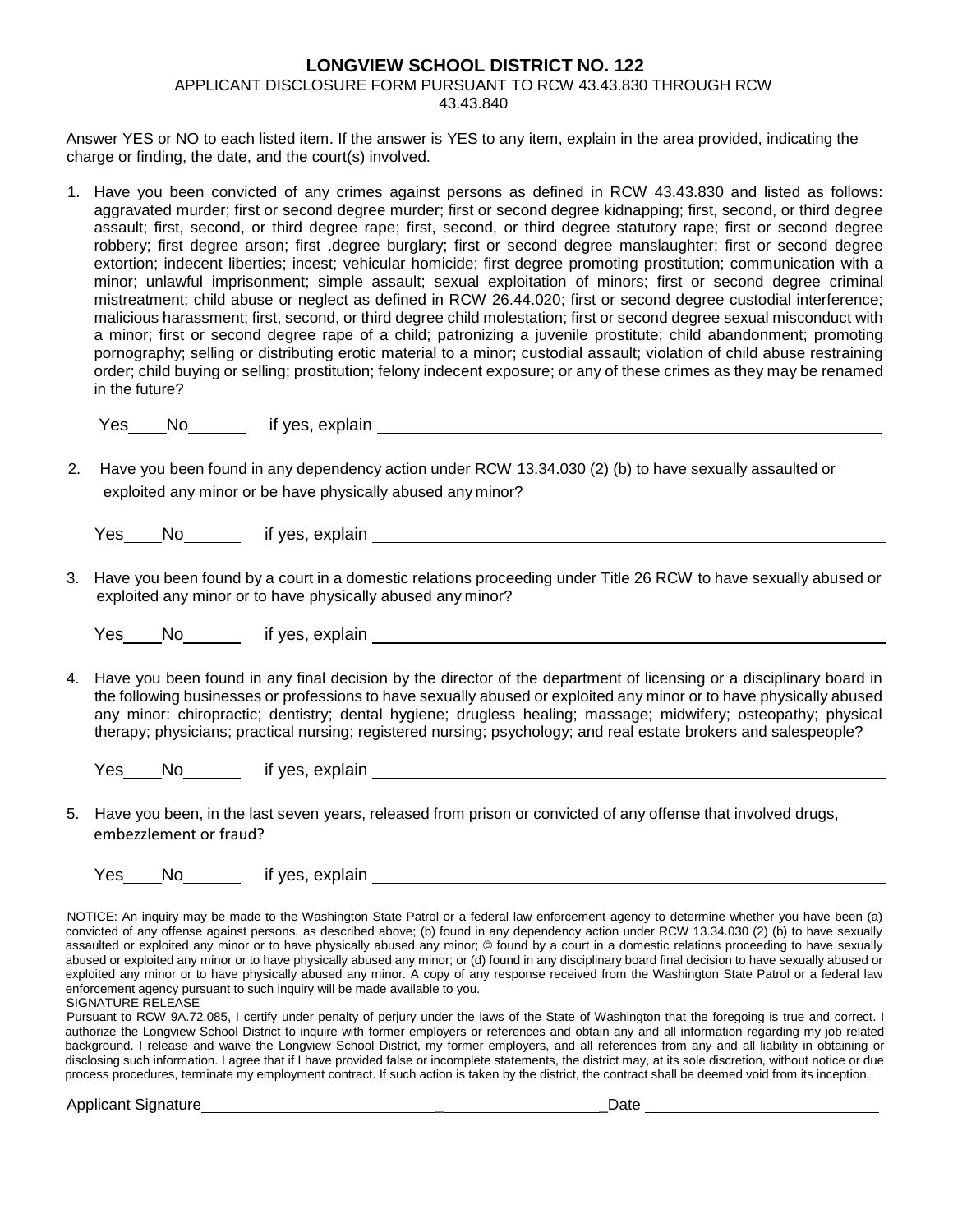# LONGVIEW SCHOOL DISTRICT NO. 122

APPLICANT DISCLOSURE FORM PURSUANT TO RCW 43.43.830 THROUGH RCW 43.43.840

Answer YES or NO to each listed item. If the answer is YES to any item, explain in the area provided, indicating the charge or finding, the date, and the court(s) involved.

1. Have you been convicted of any crimes against persons as defined in RCW 43.43.830 and listed as follows: aggravated murder; first or second degree murder; first or second degree kidnapping; first, second, or third degree assault; first, second, or third degree rape; first, second, or third degree statutory rape; first or second degree robbery; first degree arson; first .degree burglary; first or second degree manslaughter; first or second degree extortion; indecent liberties; incest; vehicular homicide; first degree promoting prostitution; communication with a minor; unlawful imprisonment; simple assault; sexual exploitation of minors; first or second degree criminal mistreatment; child abuse or neglect as defined in RCW 26.44.020; first or second degree custodial interference; malicious harassment; first, second, or third degree child molestation; first or second degree sexual misconduct with a minor; first or second degree rape of a child; patronizing a juvenile prostitute; child abandonment; promoting pornography; selling or distributing erotic material to a minor; custodial assault; violation of child abuse restraining order; child buying or selling; prostitution; felony indecent exposure; or any of these crimes as they may be renamed in the future?

   Yes____No______ if yes, explain ______________________________

2. Have you been found in any dependency action under RCW 13.34.030 (2) (b) to have sexually assaulted or exploited any minor or be have physically abused any minor?

   Yes____No______ if yes, explain ______________________________

3. Have you been found by a court in a domestic relations proceeding under Title 26 RCW to have sexually abused or exploited any minor or to have physically abused any minor?

   Yes____No______ if yes, explain ______________________________

4. Have you been found in any final decision by the director of the department of licensing or a disciplinary board in the following businesses or professions to have sexually abused or exploited any minor or to have physically abused any minor: chiropractic; dentistry; dental hygiene; drugless healing; massage; midwifery; osteopathy; physical therapy; physicians; practical nursing; registered nursing; psychology; and real estate brokers and salespeople?

   Yes____No______ if yes, explain ______________________________

5. Have you been, in the last seven years, released from prison or convicted of any offense that involved drugs, embezzlement or fraud?

   Yes____No______ if yes, explain ______________________________

NOTICE: An inquiry may be made to the Washington State Patrol or a federal law enforcement agency to determine whether you have been (a) convicted of any offense against persons, as described above; (b) found in any dependency action under RCW 13.34.030 (2) (b) to have sexually assaulted or exploited any minor or to have physically abused any minor; © found by a court in a domestic relations proceeding to have sexually abused or exploited any minor or to have physically abused any minor; or (d) found in any disciplinary board final decision to have sexually abused or exploited any minor or to have physically abused any minor. A copy of any response received from the Washington State Patrol or a federal law enforcement agency pursuant to such inquiry will be made available to you.

SIGNATURE RELEASE

Pursuant to RCW 9A.72.085, I certify under penalty of perjury under the laws of the State of Washington that the foregoing is true and correct. I authorize the Longview School District to inquire with former employers or references and obtain any and all information regarding my job related background. I release and waive the Longview School District, my former employers, and all references from any and all liability in obtaining or disclosing such information. I agree that if I have provided false or incomplete statements, the district may, at its sole discretion, without notice or due process procedures, terminate my employment contract. If such action is taken by the district, the contract shall be deemed void from its inception.

Applicant Signature______________________________ Date ____________________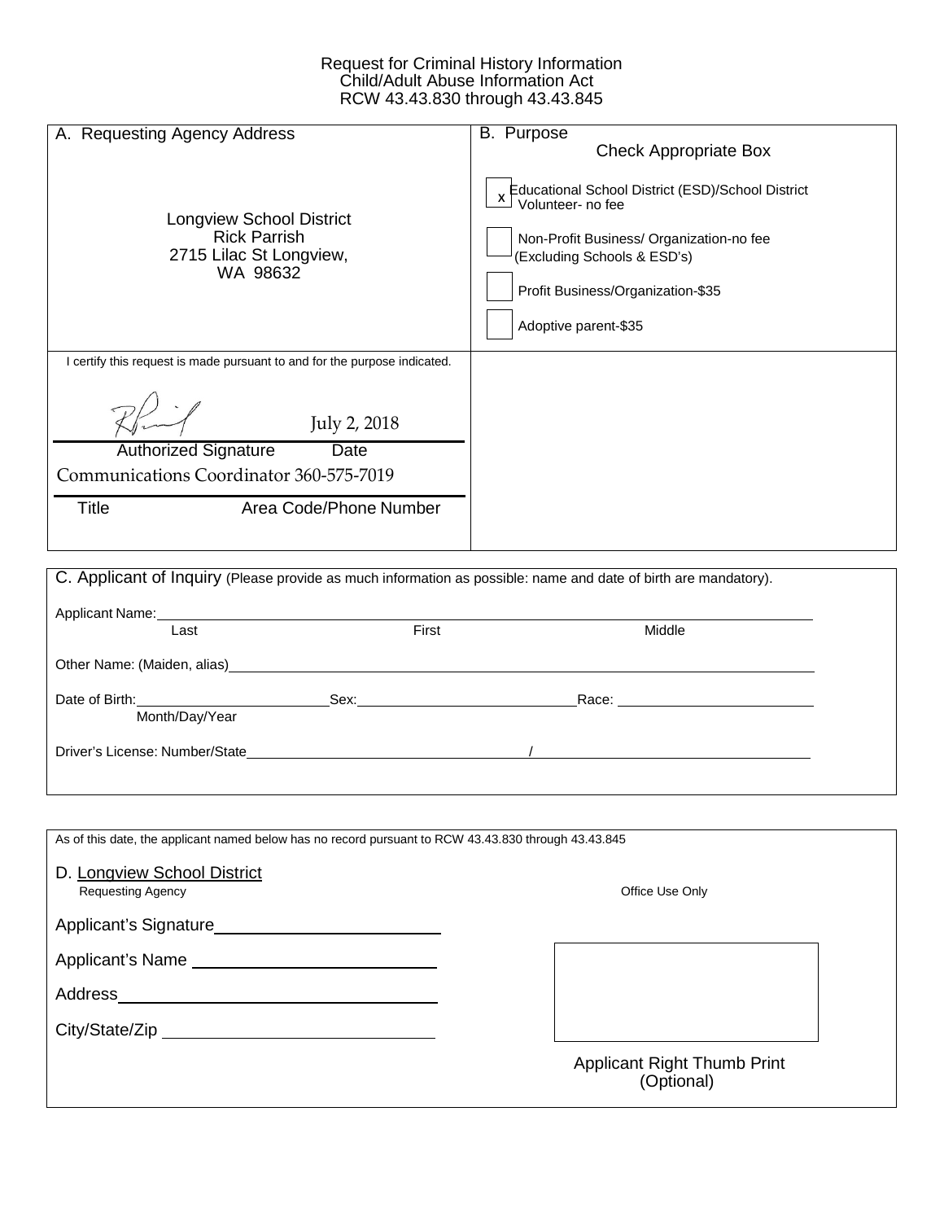Request for Criminal History Information
Child/Adult Abuse Information Act
RCW 43.43.830 through 43.43.845

| A. Requesting Agency Address | B. Purpose |
|---|---|
| Longview School District<br>Rick Parrish<br>2715 Lilac St Longview,<br>WA 98632 | Check Appropriate Box<br><br>[x] Educational School District (ESD)/School District Volunteer- no fee<br><br>[ ] Non-Profit Business/ Organization-no fee (Excluding Schools & ESD's)<br><br>[ ] Profit Business/Organization-$35<br><br>[ ] Adoptive parent-$35 |
| I certify this request is made pursuant to and for the purpose indicated.<br><br>[signature] July 2, 2018<br>Authorized Signature Date<br><br>Communications Coordinator 360-575-7019<br>Title Area Code/Phone Number | |

C. Applicant of Inquiry (Please provide as much information as possible: name and date of birth are mandatory).

Applicant Name: ______________________
Last First Middle

Other Name: (Maiden, alias) ______________________

Date of Birth: __________ Sex: __________ Race: __________
Month/Day/Year

Driver's License: Number/State __________ / __________

---

As of this date, the applicant named below has no record pursuant to RCW 43.43.830 through 43.43.845

D. Longview School District
Requesting Agency

Office Use Only

Applicant's Signature ______________________

Applicant's Name ______________________

Address ______________________

City/State/Zip ______________________

Applicant Right Thumb Print
(Optional)